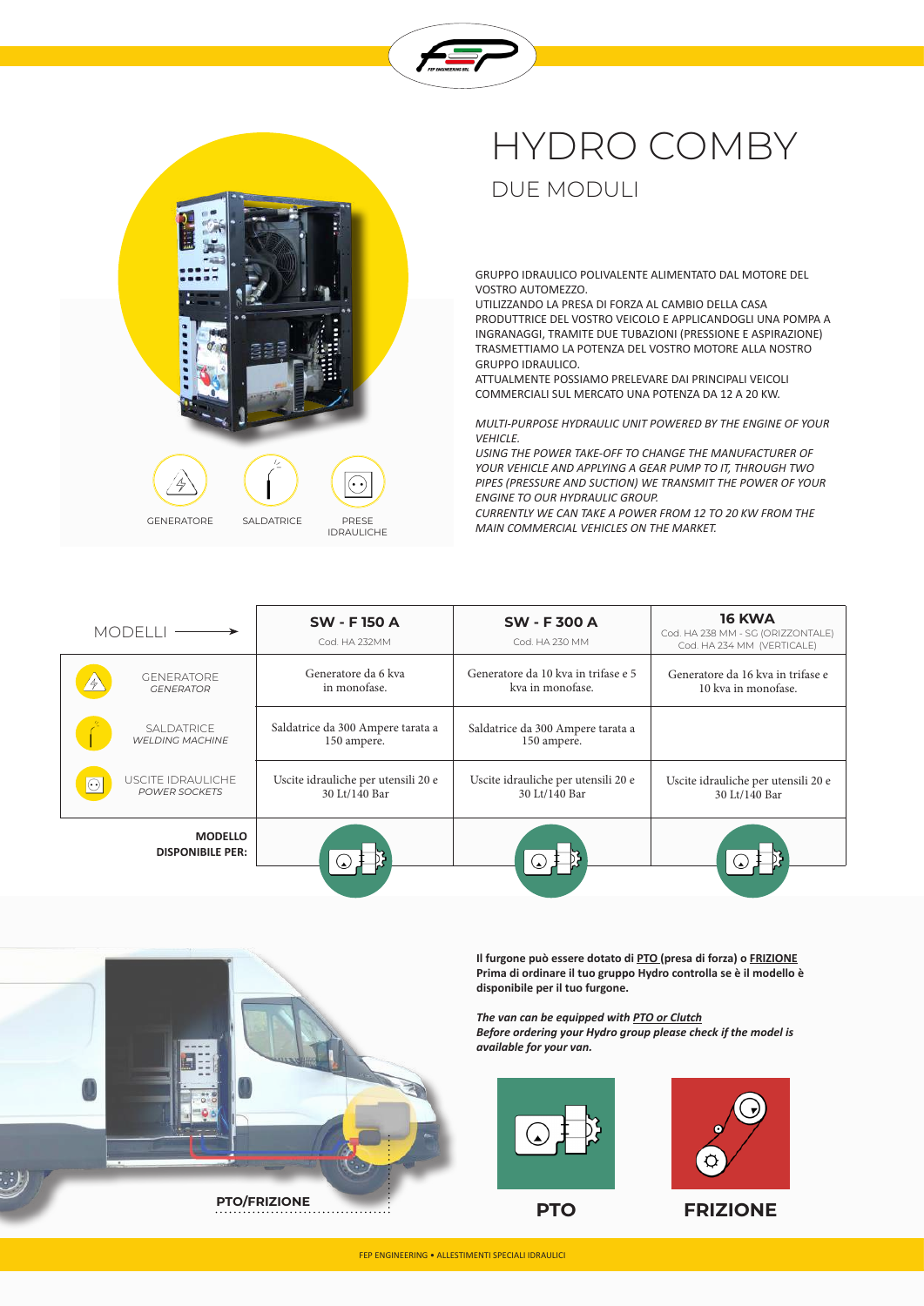# HYDRO COMBY

## DUE MODULI

GRUPPO IDRAULICO POLIVALENTE ALIMENTATO DAL MOTORE DEL VOSTRO AUTOMEZZO.
UTILIZZANDO LA PRESA DI FORZA AL CAMBIO DELLA CASA PRODUTTRICE DEL VOSTRO VEICOLO E APPLICANDOGLI UNA POMPA A INGRANAGGI, TRAMITE DUE TUBAZIONI (PRESSIONE E ASPIRAZIONE) TRASMETTIAMO LA POTENZA DEL VOSTRO MOTORE ALLA NOSTRO GRUPPO IDRAULICO.
ATTUALMENTE POSSIAMO PRELEVARE DAI PRINCIPALI VEICOLI COMMERCIALI SUL MERCATO UNA POTENZA DA 12 A 20 KW.

*MULTI-PURPOSE HYDRAULIC UNIT POWERED BY THE ENGINE OF YOUR VEHICLE.*
*USING THE POWER TAKE-OFF TO CHANGE THE MANUFACTURER OF YOUR VEHICLE AND APPLYING A GEAR PUMP TO IT, THROUGH TWO PIPES (PRESSURE AND SUCTION) WE TRANSMIT THE POWER OF YOUR ENGINE TO OUR HYDRAULIC GROUP.*
*CURRENTLY WE CAN TAKE A POWER FROM 12 TO 20 KW FROM THE MAIN COMMERCIAL VEHICLES ON THE MARKET.*

GENERATORE — SALDATRICE — PRESE IDRAULICHE

| MODELLI → | **SW - F 150 A**<br>Cod. HA 232MM | **SW - F 300 A**<br>Cod. HA 230 MM | **16 KWA**<br>Cod. HA 238 MM - SG (ORIZZONTALE)<br>Cod. HA 234 MM (VERTICALE) |
|---|---|---|---|
| GENERATORE<br>*GENERATOR* | Generatore da 6 kva in monofase. | Generatore da 10 kva in trifase e 5 kva in monofase. | Generatore da 16 kva in trifase e 10 kva in monofase. |
| SALDATRICE<br>*WELDING MACHINE* | Saldatrice da 300 Ampere tarata a 150 ampere. | Saldatrice da 300 Ampere tarata a 150 ampere. | |
| USCITE IDRAULICHE<br>*POWER SOCKETS* | Uscite idrauliche per utensili 20 e 30 Lt/140 Bar | Uscite idrauliche per utensili 20 e 30 Lt/140 Bar | Uscite idrauliche per utensili 20 e 30 Lt/140 Bar |
| **MODELLO DISPONIBILE PER:** | PTO | PTO | PTO |

**Il furgone può essere dotato di PTO (presa di forza) o FRIZIONE**
**Prima di ordinare il tuo gruppo Hydro controlla se è il modello è disponibile per il tuo furgone.**

***The van can be equipped with PTO or Clutch***
***Before ordering your Hydro group please check if the model is available for your van.***

**PTO/FRIZIONE**

**PTO** — **FRIZIONE**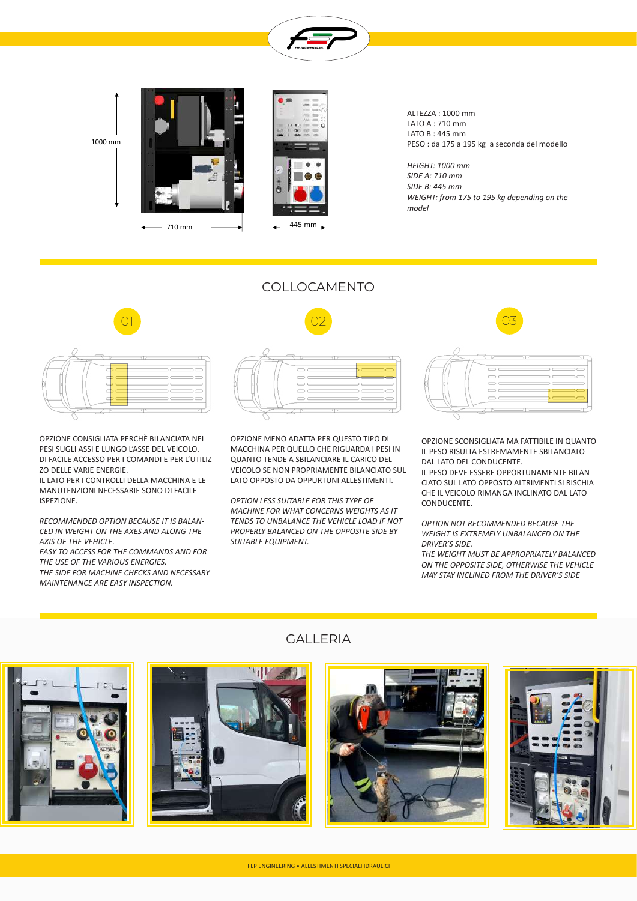1000 mm

710 mm

445 mm

ALTEZZA : 1000 mm
LATO A : 710 mm
LATO B : 445 mm
PESO : da 175 a 195 kg a seconda del modello

*HEIGHT: 1000 mm*
*SIDE A: 710 mm*
*SIDE B: 445 mm*
*WEIGHT: from 175 to 195 kg depending on the model*

## COLLOCAMENTO

### 01

OPZIONE CONSIGLIATA PERCHÈ BILANCIATA NEI PESI SUGLI ASSI E LUNGO L'ASSE DEL VEICOLO.
DI FACILE ACCESSO PER I COMANDI E PER L'UTILIZZO DELLE VARIE ENERGIE.
IL LATO PER I CONTROLLI DELLA MACCHINA E LE MANUTENZIONI NECESSARIE SONO DI FACILE ISPEZIONE.

*RECOMMENDED OPTION BECAUSE IT IS BALANCED IN WEIGHT ON THE AXES AND ALONG THE AXIS OF THE VEHICLE.*
*EASY TO ACCESS FOR THE COMMANDS AND FOR THE USE OF THE VARIOUS ENERGIES.*
*THE SIDE FOR MACHINE CHECKS AND NECESSARY MAINTENANCE ARE EASY INSPECTION.*

### 02

OPZIONE MENO ADATTA PER QUESTO TIPO DI MACCHINA PER QUELLO CHE RIGUARDA I PESI IN QUANTO TENDE A SBILANCIARE IL CARICO DEL VEICOLO SE NON PROPRIAMENTE BILANCIATO SUL LATO OPPOSTO DA OPPURTUNI ALLESTIMENTI.

*OPTION LESS SUITABLE FOR THIS TYPE OF MACHINE FOR WHAT CONCERNS WEIGHTS AS IT TENDS TO UNBALANCE THE VEHICLE LOAD IF NOT PROPERLY BALANCED ON THE OPPOSITE SIDE BY SUITABLE EQUIPMENT.*

### 03

OPZIONE SCONSIGLIATA MA FATTIBILE IN QUANTO IL PESO RISULTA ESTREMAMENTE SBILANCIATO DAL LATO DEL CONDUCENTE.
IL PESO DEVE ESSERE OPPORTUNAMENTE BILANCIATO SUL LATO OPPOSTO ALTRIMENTI SI RISCHIA CHE IL VEICOLO RIMANGA INCLINATO DAL LATO CONDUCENTE.

*OPTION NOT RECOMMENDED BECAUSE THE WEIGHT IS EXTREMELY UNBALANCED ON THE DRIVER'S SIDE.*
*THE WEIGHT MUST BE APPROPRIATELY BALANCED ON THE OPPOSITE SIDE, OTHERWISE THE VEHICLE MAY STAY INCLINED FROM THE DRIVER'S SIDE*

## GALLERIA

FEP ENGINEERING • ALLESTIMENTI SPECIALI IDRAULICI